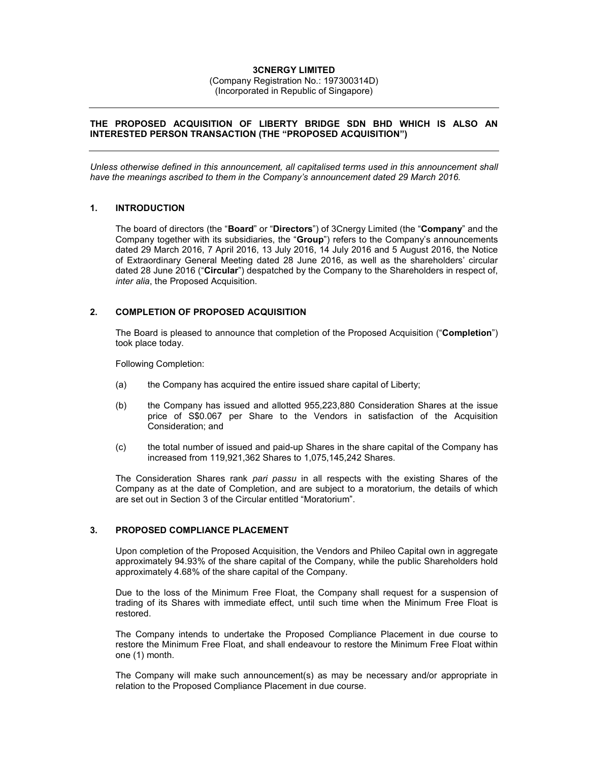**3CNERGY LIMITED**
(Company Registration No.: 197300314D)
(Incorporated in Republic of Singapore)

---

**THE PROPOSED ACQUISITION OF LIBERTY BRIDGE SDN BHD WHICH IS ALSO AN INTERESTED PERSON TRANSACTION (THE "PROPOSED ACQUISITION")**

---

*Unless otherwise defined in this announcement, all capitalised terms used in this announcement shall have the meanings ascribed to them in the Company's announcement dated 29 March 2016.*

## 1. INTRODUCTION

The board of directors (the "**Board**" or "**Directors**") of 3Cnergy Limited (the "**Company**" and the Company together with its subsidiaries, the "**Group**") refers to the Company's announcements dated 29 March 2016, 7 April 2016, 13 July 2016, 14 July 2016 and 5 August 2016, the Notice of Extraordinary General Meeting dated 28 June 2016, as well as the shareholders' circular dated 28 June 2016 ("**Circular**") despatched by the Company to the Shareholders in respect of, *inter alia*, the Proposed Acquisition.

## 2. COMPLETION OF PROPOSED ACQUISITION

The Board is pleased to announce that completion of the Proposed Acquisition ("**Completion**") took place today.

Following Completion:

(a) the Company has acquired the entire issued share capital of Liberty;

(b) the Company has issued and allotted 955,223,880 Consideration Shares at the issue price of S$0.067 per Share to the Vendors in satisfaction of the Acquisition Consideration; and

(c) the total number of issued and paid-up Shares in the share capital of the Company has increased from 119,921,362 Shares to 1,075,145,242 Shares.

The Consideration Shares rank *pari passu* in all respects with the existing Shares of the Company as at the date of Completion, and are subject to a moratorium, the details of which are set out in Section 3 of the Circular entitled "Moratorium".

## 3. PROPOSED COMPLIANCE PLACEMENT

Upon completion of the Proposed Acquisition, the Vendors and Phileo Capital own in aggregate approximately 94.93% of the share capital of the Company, while the public Shareholders hold approximately 4.68% of the share capital of the Company.

Due to the loss of the Minimum Free Float, the Company shall request for a suspension of trading of its Shares with immediate effect, until such time when the Minimum Free Float is restored.

The Company intends to undertake the Proposed Compliance Placement in due course to restore the Minimum Free Float, and shall endeavour to restore the Minimum Free Float within one (1) month.

The Company will make such announcement(s) as may be necessary and/or appropriate in relation to the Proposed Compliance Placement in due course.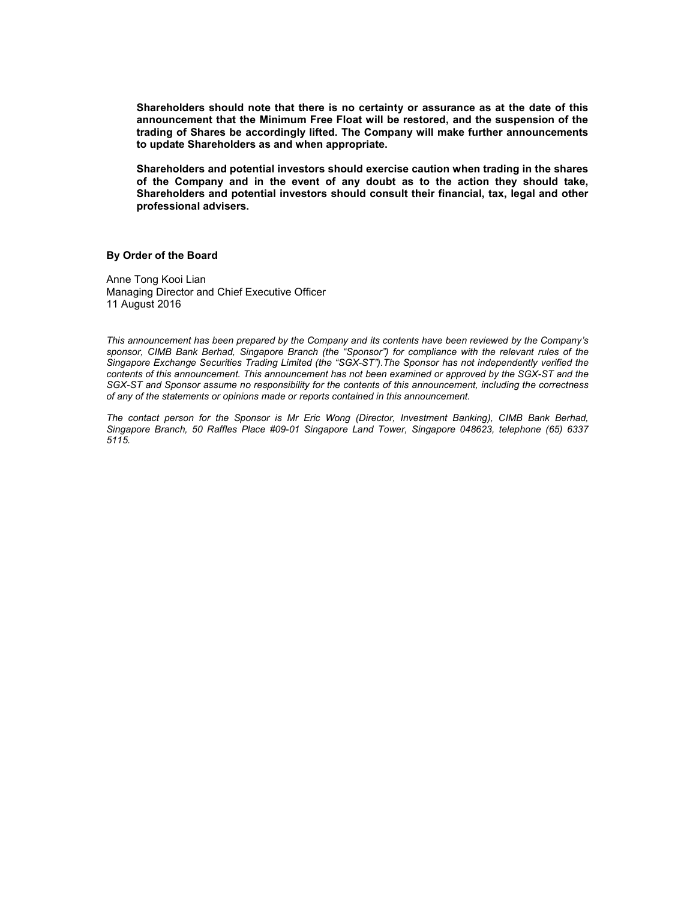**Shareholders should note that there is no certainty or assurance as at the date of this announcement that the Minimum Free Float will be restored, and the suspension of the trading of Shares be accordingly lifted. The Company will make further announcements to update Shareholders as and when appropriate.**

**Shareholders and potential investors should exercise caution when trading in the shares of the Company and in the event of any doubt as to the action they should take, Shareholders and potential investors should consult their financial, tax, legal and other professional advisers.**

**By Order of the Board**

Anne Tong Kooi Lian
Managing Director and Chief Executive Officer
11 August 2016

*This announcement has been prepared by the Company and its contents have been reviewed by the Company's sponsor, CIMB Bank Berhad, Singapore Branch (the "Sponsor") for compliance with the relevant rules of the Singapore Exchange Securities Trading Limited (the "SGX-ST").The Sponsor has not independently verified the contents of this announcement. This announcement has not been examined or approved by the SGX-ST and the SGX-ST and Sponsor assume no responsibility for the contents of this announcement, including the correctness of any of the statements or opinions made or reports contained in this announcement.*

*The contact person for the Sponsor is Mr Eric Wong (Director, Investment Banking), CIMB Bank Berhad, Singapore Branch, 50 Raffles Place #09-01 Singapore Land Tower, Singapore 048623, telephone (65) 6337 5115.*